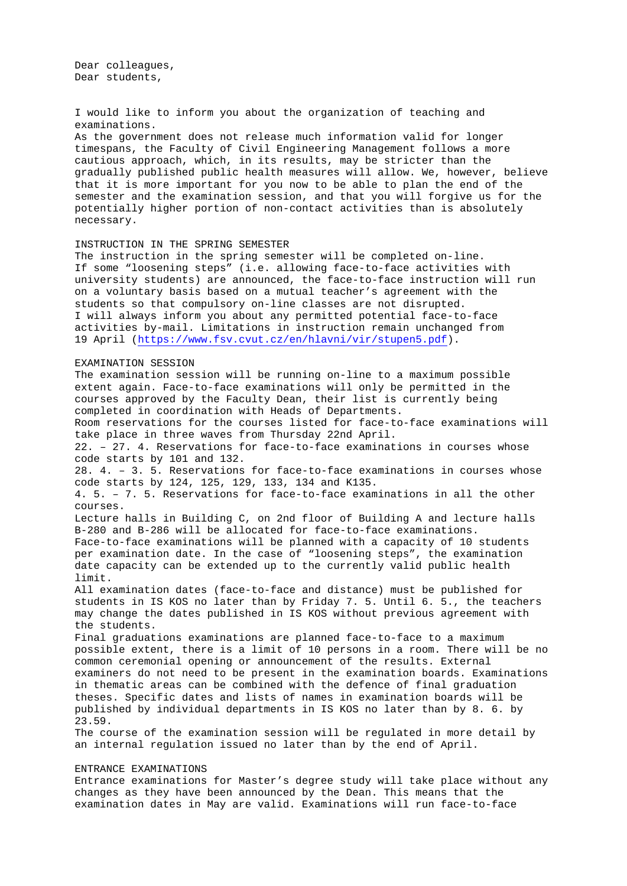Dear colleagues,
Dear students,

I would like to inform you about the organization of teaching and examinations.
As the government does not release much information valid for longer timespans, the Faculty of Civil Engineering Management follows a more cautious approach, which, in its results, may be stricter than the gradually published public health measures will allow. We, however, believe that it is more important for you now to be able to plan the end of the semester and the examination session, and that you will forgive us for the potentially higher portion of non-contact activities than is absolutely necessary.

## INSTRUCTION IN THE SPRING SEMESTER

The instruction in the spring semester will be completed on-line.
If some "loosening steps" (i.e. allowing face-to-face activities with university students) are announced, the face-to-face instruction will run on a voluntary basis based on a mutual teacher's agreement with the students so that compulsory on-line classes are not disrupted.
I will always inform you about any permitted potential face-to-face activities by-mail. Limitations in instruction remain unchanged from 19 April (https://www.fsv.cvut.cz/en/hlavni/vir/stupen5.pdf).

## EXAMINATION SESSION

The examination session will be running on-line to a maximum possible extent again. Face-to-face examinations will only be permitted in the courses approved by the Faculty Dean, their list is currently being completed in coordination with Heads of Departments.
Room reservations for the courses listed for face-to-face examinations will take place in three waves from Thursday 22nd April.
22. – 27. 4. Reservations for face-to-face examinations in courses whose code starts by 101 and 132.
28. 4. – 3. 5. Reservations for face-to-face examinations in courses whose code starts by 124, 125, 129, 133, 134 and K135.
4. 5. – 7. 5. Reservations for face-to-face examinations in all the other courses.
Lecture halls in Building C, on 2nd floor of Building A and lecture halls B-280 and B-286 will be allocated for face-to-face examinations.
Face-to-face examinations will be planned with a capacity of 10 students per examination date. In the case of "loosening steps", the examination date capacity can be extended up to the currently valid public health limit.
All examination dates (face-to-face and distance) must be published for students in IS KOS no later than by Friday 7. 5. Until 6. 5., the teachers may change the dates published in IS KOS without previous agreement with the students.
Final graduations examinations are planned face-to-face to a maximum possible extent, there is a limit of 10 persons in a room. There will be no common ceremonial opening or announcement of the results. External examiners do not need to be present in the examination boards. Examinations in thematic areas can be combined with the defence of final graduation theses. Specific dates and lists of names in examination boards will be published by individual departments in IS KOS no later than by 8. 6. by 23.59.
The course of the examination session will be regulated in more detail by an internal regulation issued no later than by the end of April.

## ENTRANCE EXAMINATIONS

Entrance examinations for Master's degree study will take place without any changes as they have been announced by the Dean. This means that the examination dates in May are valid. Examinations will run face-to-face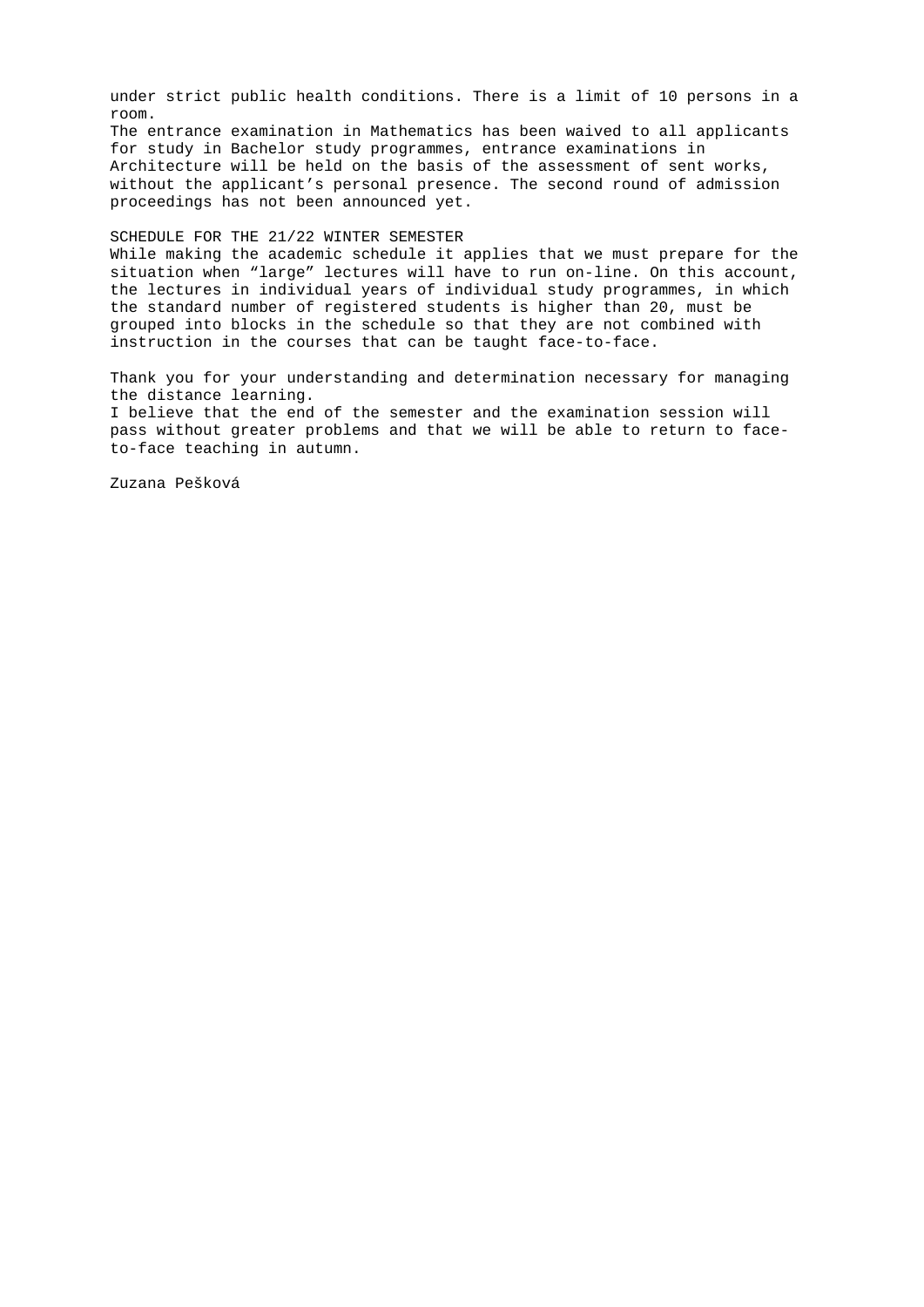under strict public health conditions. There is a limit of 10 persons in a room.
The entrance examination in Mathematics has been waived to all applicants for study in Bachelor study programmes, entrance examinations in Architecture will be held on the basis of the assessment of sent works, without the applicant's personal presence. The second round of admission proceedings has not been announced yet.

SCHEDULE FOR THE 21/22 WINTER SEMESTER
While making the academic schedule it applies that we must prepare for the situation when "large" lectures will have to run on-line. On this account, the lectures in individual years of individual study programmes, in which the standard number of registered students is higher than 20, must be grouped into blocks in the schedule so that they are not combined with instruction in the courses that can be taught face-to-face.

Thank you for your understanding and determination necessary for managing the distance learning.
I believe that the end of the semester and the examination session will pass without greater problems and that we will be able to return to face-to-face teaching in autumn.

Zuzana Pešková